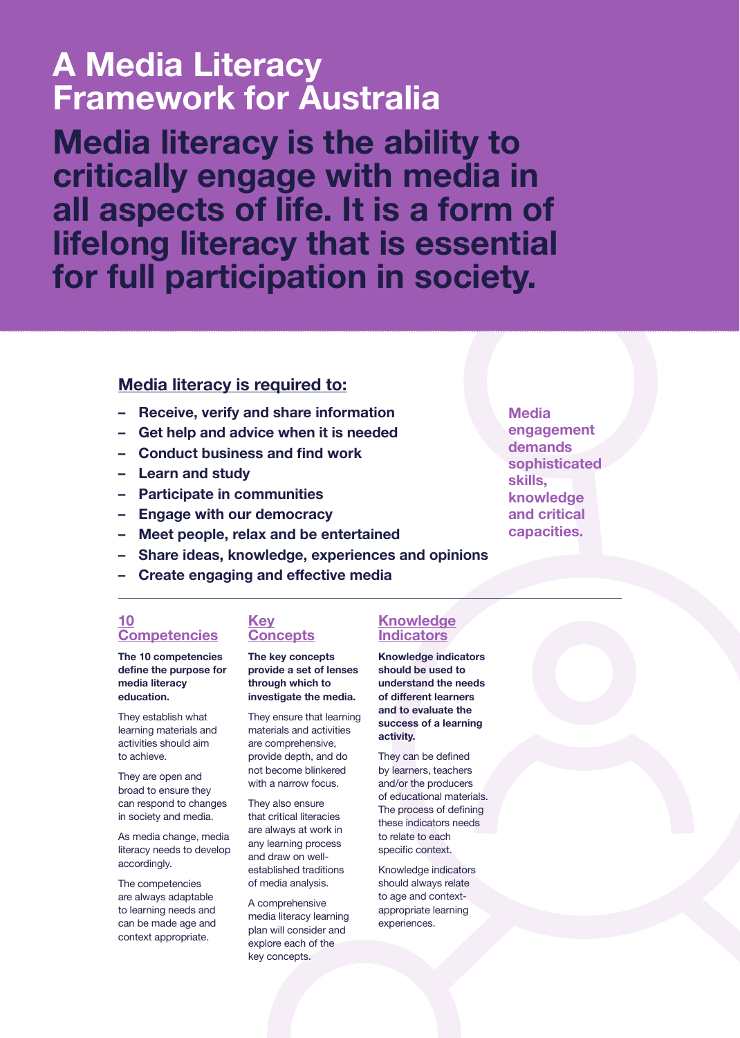# A Media Literacy Framework for Australia

## Media literacy is the ability to critically engage with media in all aspects of life. It is a form of lifelong literacy that is essential for full participation in society.

### Media literacy is required to:

- **Receive, verify and share information**
- **Get help and advice when it is needed**
- **Conduct business and find work**
- **Learn and study**
- **Participate in communities**
- **Engage with our democracy**
- **Meet people, relax and be entertained**
- **Share ideas, knowledge, experiences and opinions**
- **Create engaging and effective media**

**Media engagement demands sophisticated skills, knowledge and critical capacities.**

---

### 10 Competencies

**The 10 competencies define the purpose for media literacy education.**

They establish what learning materials and activities should aim to achieve.

They are open and broad to ensure they can respond to changes in society and media.

As media change, media literacy needs to develop accordingly.

The competencies are always adaptable to learning needs and can be made age and context appropriate.

### Key Concepts

**The key concepts provide a set of lenses through which to investigate the media.**

They ensure that learning materials and activities are comprehensive, provide depth, and do not become blinkered with a narrow focus.

They also ensure that critical literacies are always at work in any learning process and draw on well-established traditions of media analysis.

A comprehensive media literacy learning plan will consider and explore each of the key concepts.

### Knowledge Indicators

**Knowledge indicators should be used to understand the needs of different learners and to evaluate the success of a learning activity.**

They can be defined by learners, teachers and/or the producers of educational materials. The process of defining these indicators needs to relate to each specific context.

Knowledge indicators should always relate to age and context-appropriate learning experiences.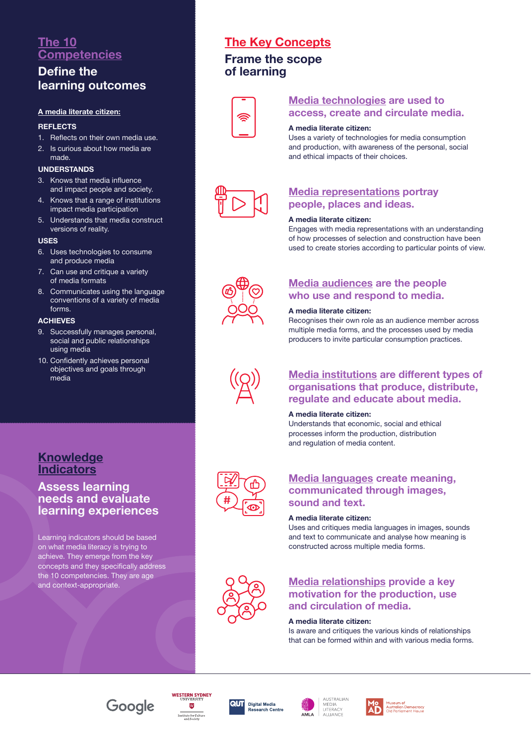## The 10 Competencies

### Define the learning outcomes

A media literate citizen:

**REFLECTS**

1. Reflects on their own media use.
2. Is curious about how media are made.

**UNDERSTANDS**

3. Knows that media influence and impact people and society.
4. Knows that a range of institutions impact media participation
5. Understands that media construct versions of reality.

**USES**

6. Uses technologies to consume and produce media
7. Can use and critique a variety of media formats
8. Communicates using the language conventions of a variety of media forms.

**ACHIEVES**

9. Successfully manages personal, social and public relationships using media
10. Confidently achieves personal objectives and goals through media

## Knowledge Indicators

### Assess learning needs and evaluate learning experiences

Learning indicators should be based on what media literacy is trying to achieve. They emerge from the key concepts and they specifically address the 10 competencies. They are age and context-appropriate.

## The Key Concepts

### Frame the scope of learning

#### Media technologies are used to access, create and circulate media.

**A media literate citizen:**
Uses a variety of technologies for media consumption and production, with awareness of the personal, social and ethical impacts of their choices.

#### Media representations portray people, places and ideas.

**A media literate citizen:**
Engages with media representations with an understanding of how processes of selection and construction have been used to create stories according to particular points of view.

#### Media audiences are the people who use and respond to media.

**A media literate citizen:**
Recognises their own role as an audience member across multiple media forms, and the processes used by media producers to invite particular consumption practices.

#### Media institutions are different types of organisations that produce, distribute, regulate and educate about media.

**A media literate citizen:**
Understands that economic, social and ethical processes inform the production, distribution and regulation of media content.

#### Media languages create meaning, communicated through images, sound and text.

**A media literate citizen:**
Uses and critiques media languages in images, sounds and text to communicate and analyse how meaning is constructed across multiple media forms.

#### Media relationships provide a key motivation for the production, use and circulation of media.

**A media literate citizen:**
Is aware and critiques the various kinds of relationships that can be formed within and with various media forms.

Google | Western Sydney University – Institute for Culture and Society | QUT Digital Media Research Centre | AMLA Australian Media Literacy Alliance | MoAD Museum of Australian Democracy Old Parliament House